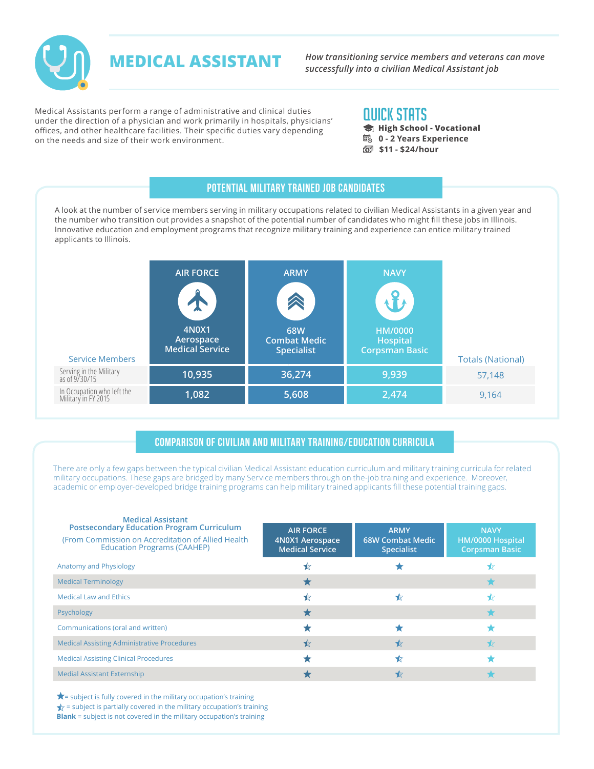# MEDICAL ASSISTANT

*How transitioning service members and veterans can move successfully into a civilian Medical Assistant job*

Medical Assistants perform a range of administrative and clinical duties under the direction of a physician and work primarily in hospitals, physicians' offices, and other healthcare facilities. Their specific duties vary depending on the needs and size of their work environment.

## QUICK STATS

- **High School - Vocational**
- **0 - 2 Years Experience**
- **$11 - $24/hour**

## POTENTIAL MILITARY TRAINED JOB CANDIDATES

A look at the number of service members serving in military occupations related to civilian Medical Assistants in a given year and the number who transition out provides a snapshot of the potential number of candidates who might fill these jobs in Illinois. Innovative education and employment programs that recognize military training and experience can entice military trained applicants to Illinois.

| Service Members | AIR FORCE 4N0X1 Aerospace Medical Service | ARMY 68W Combat Medic Specialist | NAVY HM/0000 Hospital Corpsman Basic | Totals (National) |
|---|---|---|---|---|
| Serving in the Military as of 9/30/15 | 10,935 | 36,274 | 9,939 | 57,148 |
| In Occupation who left the Military in FY 2015 | 1,082 | 5,608 | 2,474 | 9,164 |

## COMPARISON OF CIVILIAN AND MILITARY TRAINING/EDUCATION CURRICULA

There are only a few gaps between the typical civilian Medical Assistant education curriculum and military training curricula for related military occupations. These gaps are bridged by many Service members through on the-job training and experience. Moreover, academic or employer-developed bridge training programs can help military trained applicants fill these potential training gaps.

| Medical Assistant Postsecondary Education Program Curriculum (From Commission on Accreditation of Allied Health Education Programs (CAAHEP) | AIR FORCE 4N0X1 Aerospace Medical Service | ARMY 68W Combat Medic Specialist | NAVY HM/0000 Hospital Corpsman Basic |
|---|---|---|---|
| Anatomy and Physiology | Partially covered | Fully covered | Partially covered |
| Medical Terminology | Fully covered | | Fully covered |
| Medical Law and Ethics | Partially covered | Partially covered | Partially covered |
| Psychology | Fully covered | | Fully covered |
| Communications (oral and written) | Fully covered | Fully covered | Fully covered |
| Medical Assisting Administrative Procedures | Partially covered | Partially covered | Partially covered |
| Medical Assisting Clinical Procedures | Fully covered | Partially covered | Fully covered |
| Medial Assistant Externship | Fully covered | Partially covered | Fully covered |

Full star = subject is fully covered in the military occupation's training
Partial star = subject is partially covered in the military occupation's training
**Blank** = subject is not covered in the military occupation's training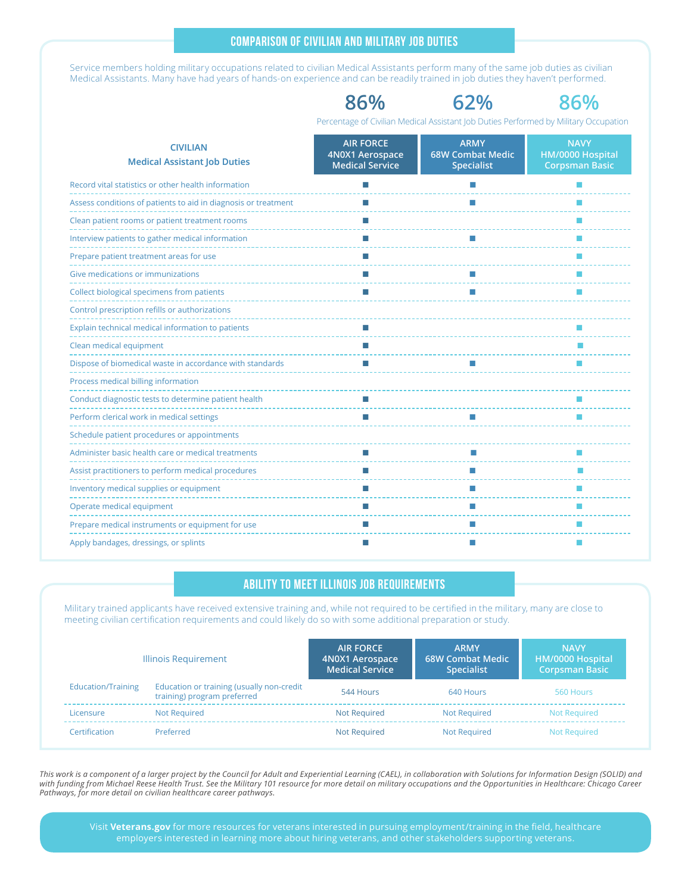## COMPARISON OF CIVILIAN AND MILITARY JOB DUTIES

Service members holding military occupations related to civilian Medical Assistants perform many of the same job duties as civilian Medical Assistants. Many have had years of hands-on experience and can be readily trained in job duties they haven't performed.

| | 86% | 62% | 86% |
|---|---|---|---|
| | Percentage of Civilian Medical Assistant Job Duties Performed by Military Occupation | | |
| **CIVILIAN Medical Assistant Job Duties** | **AIR FORCE 4N0X1 Aerospace Medical Service** | **ARMY 68W Combat Medic Specialist** | **NAVY HM/0000 Hospital Corpsman Basic** |
| Record vital statistics or other health information | ■ | ■ | ■ |
| Assess conditions of patients to aid in diagnosis or treatment | ■ | ■ | ■ |
| Clean patient rooms or patient treatment rooms | ■ | | ■ |
| Interview patients to gather medical information | ■ | ■ | ■ |
| Prepare patient treatment areas for use | ■ | | ■ |
| Give medications or immunizations | ■ | ■ | ■ |
| Collect biological specimens from patients | ■ | ■ | ■ |
| Control prescription refills or authorizations | | | |
| Explain technical medical information to patients | ■ | | ■ |
| Clean medical equipment | ■ | | ■ |
| Dispose of biomedical waste in accordance with standards | ■ | ■ | ■ |
| Process medical billing information | | | |
| Conduct diagnostic tests to determine patient health | ■ | | ■ |
| Perform clerical work in medical settings | ■ | ■ | ■ |
| Schedule patient procedures or appointments | | | |
| Administer basic health care or medical treatments | ■ | ■ | ■ |
| Assist practitioners to perform medical procedures | ■ | ■ | ■ |
| Inventory medical supplies or equipment | ■ | ■ | ■ |
| Operate medical equipment | ■ | ■ | ■ |
| Prepare medical instruments or equipment for use | ■ | ■ | ■ |
| Apply bandages, dressings, or splints | ■ | ■ | ■ |

## ABILITY TO MEET ILLINOIS JOB REQUIREMENTS

Military trained applicants have received extensive training and, while not required to be certified in the military, many are close to meeting civilian certification requirements and could likely do so with some additional preparation or study.

| Illinois Requirement | | AIR FORCE 4N0X1 Aerospace Medical Service | ARMY 68W Combat Medic Specialist | NAVY HM/0000 Hospital Corpsman Basic |
|---|---|---|---|---|
| Education/Training | Education or training (usually non-credit training) program preferred | 544 Hours | 640 Hours | 560 Hours |
| Licensure | Not Required | Not Required | Not Required | Not Required |
| Certification | Preferred | Not Required | Not Required | Not Required |

*This work is a component of a larger project by the Council for Adult and Experiential Learning (CAEL), in collaboration with Solutions for Information Design (SOLID) and with funding from Michael Reese Health Trust. See the Military 101 resource for more detail on military occupations and the Opportunities in Healthcare: Chicago Career Pathways, for more detail on civilian healthcare career pathways.*

Visit **Veterans.gov** for more resources for veterans interested in pursuing employment/training in the field, healthcare employers interested in learning more about hiring veterans, and other stakeholders supporting veterans.